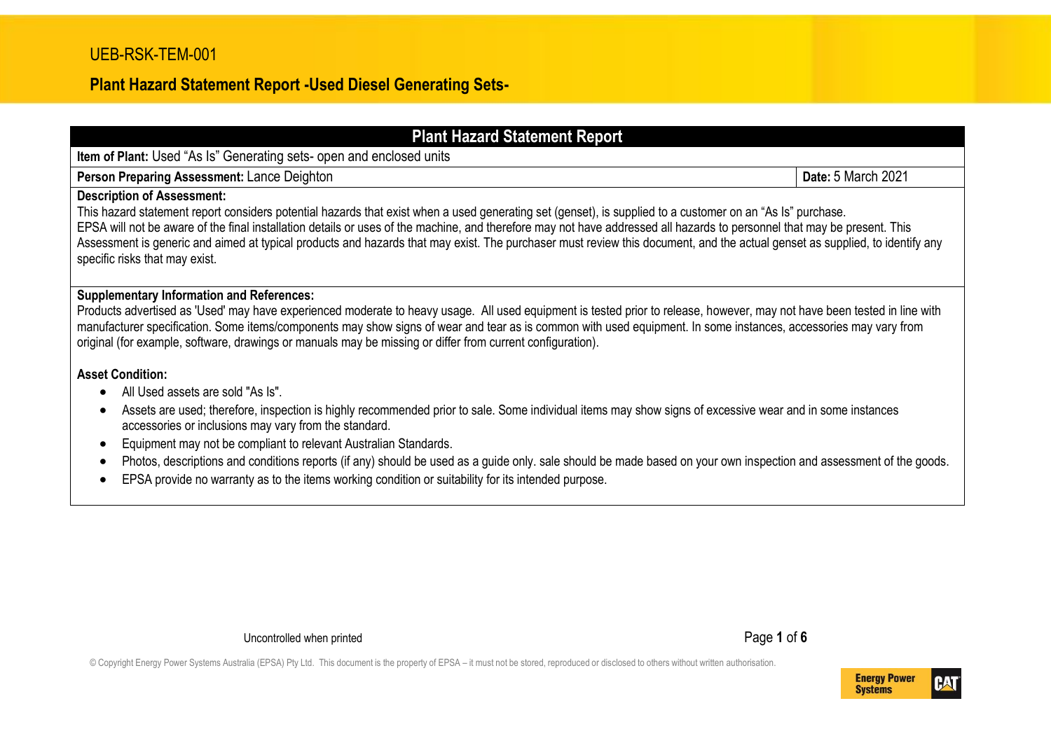UEB-RSK-TEM-001

**Plant Hazard Statement Report -Used Diesel Generating Sets-**

## Plant Hazard Statement Report

**Item of Plant:** Used "As Is" Generating sets- open and enclosed units

| **Person Preparing Assessment:** Lance Deighton | **Date:** 5 March 2021 |
| --- | --- |

**Description of Assessment:**

This hazard statement report considers potential hazards that exist when a used generating set (genset), is supplied to a customer on an "As Is" purchase.
EPSA will not be aware of the final installation details or uses of the machine, and therefore may not have addressed all hazards to personnel that may be present. This Assessment is generic and aimed at typical products and hazards that may exist. The purchaser must review this document, and the actual genset as supplied, to identify any specific risks that may exist.

**Supplementary Information and References:**

Products advertised as 'Used' may have experienced moderate to heavy usage. All used equipment is tested prior to release, however, may not have been tested in line with manufacturer specification. Some items/components may show signs of wear and tear as is common with used equipment. In some instances, accessories may vary from original (for example, software, drawings or manuals may be missing or differ from current configuration).

**Asset Condition:**

- All Used assets are sold "As Is".
- Assets are used; therefore, inspection is highly recommended prior to sale. Some individual items may show signs of excessive wear and in some instances accessories or inclusions may vary from the standard.
- Equipment may not be compliant to relevant Australian Standards.
- Photos, descriptions and conditions reports (if any) should be used as a guide only. sale should be made based on your own inspection and assessment of the goods.
- EPSA provide no warranty as to the items working condition or suitability for its intended purpose.

Uncontrolled when printed

© Copyright Energy Power Systems Australia (EPSA) Pty Ltd. This document is the property of EPSA – it must not be stored, reproduced or disclosed to others without written authorisation.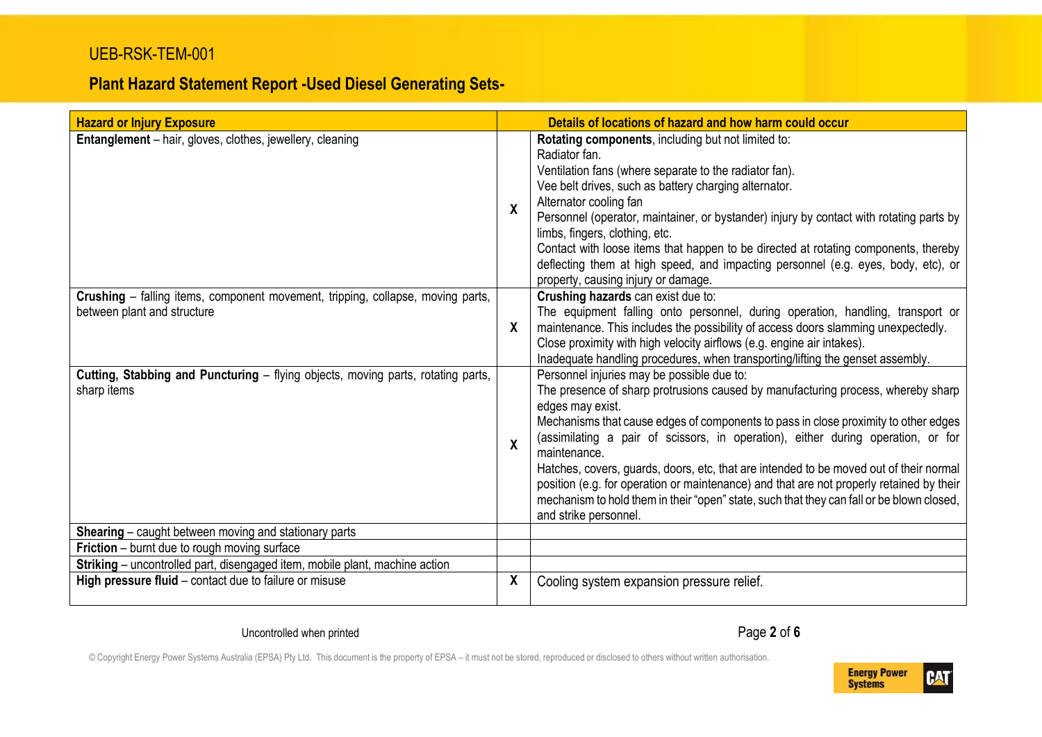| Hazard or Injury Exposure | Details of locations of hazard and how harm could occur | |
|---|---|---|
| **Entanglement** – hair, gloves, clothes, jewellery, cleaning | X | **Rotating components**, including but not limited to:<br>Radiator fan.<br>Ventilation fans (where separate to the radiator fan).<br>Vee belt drives, such as battery charging alternator.<br>Alternator cooling fan<br>Personnel (operator, maintainer, or bystander) injury by contact with rotating parts by limbs, fingers, clothing, etc.<br>Contact with loose items that happen to be directed at rotating components, thereby deflecting them at high speed, and impacting personnel (e.g. eyes, body, etc), or property, causing injury or damage. |
| **Crushing** – falling items, component movement, tripping, collapse, moving parts, between plant and structure | X | **Crushing hazards** can exist due to:<br>The equipment falling onto personnel, during operation, handling, transport or maintenance. This includes the possibility of access doors slamming unexpectedly.<br>Close proximity with high velocity airflows (e.g. engine air intakes).<br>Inadequate handling procedures, when transporting/lifting the genset assembly. |
| **Cutting, Stabbing and Puncturing** – flying objects, moving parts, rotating parts, sharp items | X | Personnel injuries may be possible due to:<br>The presence of sharp protrusions caused by manufacturing process, whereby sharp edges may exist.<br>Mechanisms that cause edges of components to pass in close proximity to other edges (assimilating a pair of scissors, in operation), either during operation, or for maintenance.<br>Hatches, covers, guards, doors, etc, that are intended to be moved out of their normal position (e.g. for operation or maintenance) and that are not properly retained by their mechanism to hold them in their "open" state, such that they can fall or be blown closed, and strike personnel. |
| **Shearing** – caught between moving and stationary parts | | |
| **Friction** – burnt due to rough moving surface | | |
| **Striking** – uncontrolled part, disengaged item, mobile plant, machine action | | |
| **High pressure fluid** – contact due to failure or misuse | X | Cooling system expansion pressure relief. |

Uncontrolled when printed

© Copyright Energy Power Systems Australia (EPSA) Pty Ltd. This document is the property of EPSA – it must not be stored, reproduced or disclosed to others without written authorisation.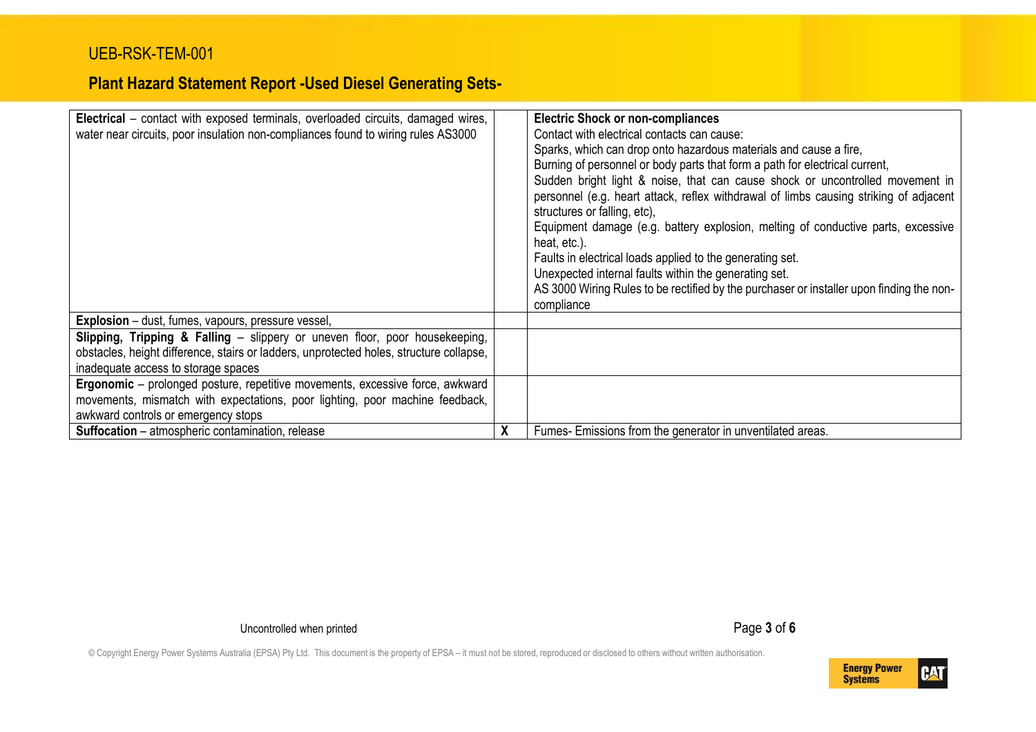| | | |
|---|---|---|
| **Electrical** – contact with exposed terminals, overloaded circuits, damaged wires, water near circuits, poor insulation non-compliances found to wiring rules AS3000 | | **Electric Shock or non-compliances**<br>Contact with electrical contacts can cause:<br>Sparks, which can drop onto hazardous materials and cause a fire,<br>Burning of personnel or body parts that form a path for electrical current,<br>Sudden bright light & noise, that can cause shock or uncontrolled movement in personnel (e.g. heart attack, reflex withdrawal of limbs causing striking of adjacent structures or falling, etc),<br>Equipment damage (e.g. battery explosion, melting of conductive parts, excessive heat, etc.).<br>Faults in electrical loads applied to the generating set.<br>Unexpected internal faults within the generating set.<br>AS 3000 Wiring Rules to be rectified by the purchaser or installer upon finding the non-compliance |
| **Explosion** – dust, fumes, vapours, pressure vessel, | | |
| **Slipping, Tripping & Falling** – slippery or uneven floor, poor housekeeping, obstacles, height difference, stairs or ladders, unprotected holes, structure collapse, inadequate access to storage spaces | | |
| **Ergonomic** – prolonged posture, repetitive movements, excessive force, awkward movements, mismatch with expectations, poor lighting, poor machine feedback, awkward controls or emergency stops | | |
| **Suffocation** – atmospheric contamination, release | X | Fumes- Emissions from the generator in unventilated areas. |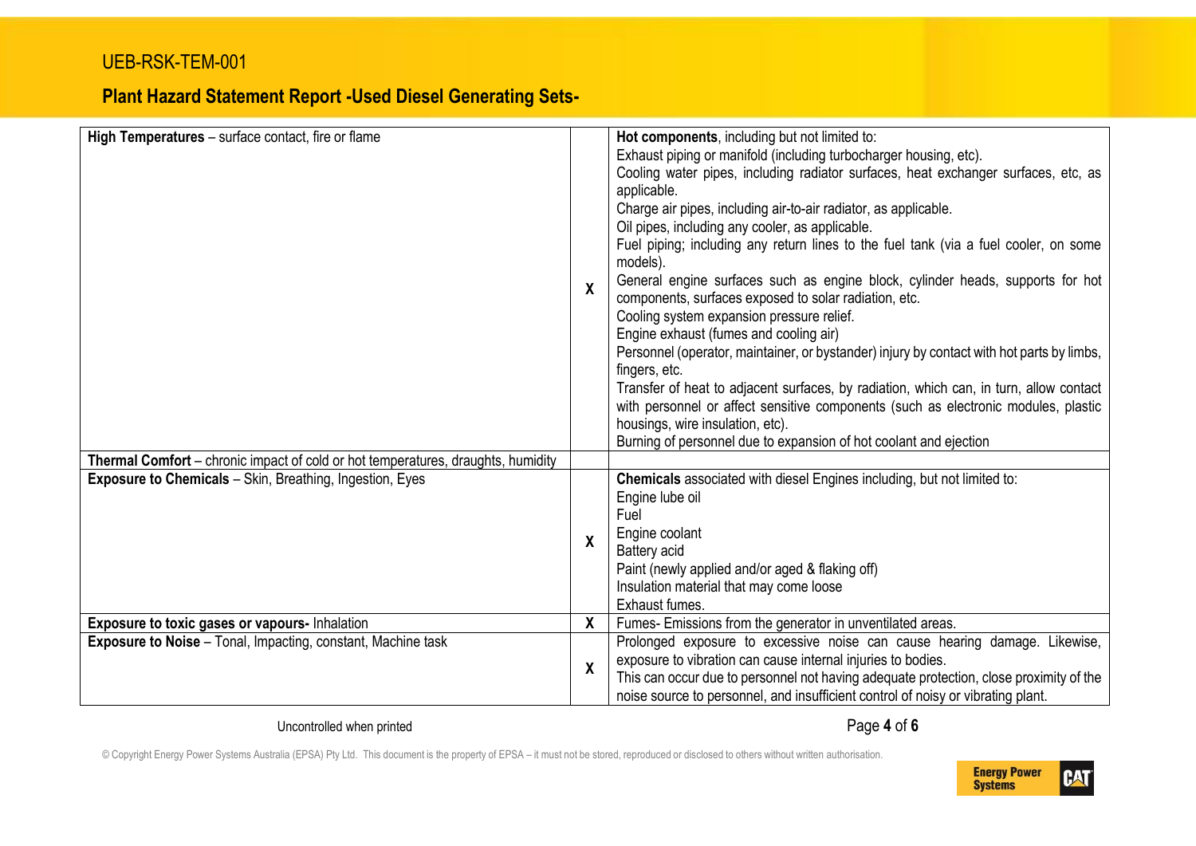| | | |
|---|---|---|
| **High Temperatures** – surface contact, fire or flame | X | **Hot components**, including but not limited to:<br>Exhaust piping or manifold (including turbocharger housing, etc).<br>Cooling water pipes, including radiator surfaces, heat exchanger surfaces, etc, as applicable.<br>Charge air pipes, including air-to-air radiator, as applicable.<br>Oil pipes, including any cooler, as applicable.<br>Fuel piping; including any return lines to the fuel tank (via a fuel cooler, on some models).<br>General engine surfaces such as engine block, cylinder heads, supports for hot components, surfaces exposed to solar radiation, etc.<br>Cooling system expansion pressure relief.<br>Engine exhaust (fumes and cooling air)<br>Personnel (operator, maintainer, or bystander) injury by contact with hot parts by limbs, fingers, etc.<br>Transfer of heat to adjacent surfaces, by radiation, which can, in turn, allow contact with personnel or affect sensitive components (such as electronic modules, plastic housings, wire insulation, etc).<br>Burning of personnel due to expansion of hot coolant and ejection |
| **Thermal Comfort** – chronic impact of cold or hot temperatures, draughts, humidity | | |
| **Exposure to Chemicals** – Skin, Breathing, Ingestion, Eyes | X | **Chemicals** associated with diesel Engines including, but not limited to:<br>Engine lube oil<br>Fuel<br>Engine coolant<br>Battery acid<br>Paint (newly applied and/or aged & flaking off)<br>Insulation material that may come loose<br>Exhaust fumes. |
| **Exposure to toxic gases or vapours-** Inhalation | X | Fumes- Emissions from the generator in unventilated areas. |
| **Exposure to Noise** – Tonal, Impacting, constant, Machine task | X | Prolonged exposure to excessive noise can cause hearing damage. Likewise, exposure to vibration can cause internal injuries to bodies.<br>This can occur due to personnel not having adequate protection, close proximity of the noise source to personnel, and insufficient control of noisy or vibrating plant. |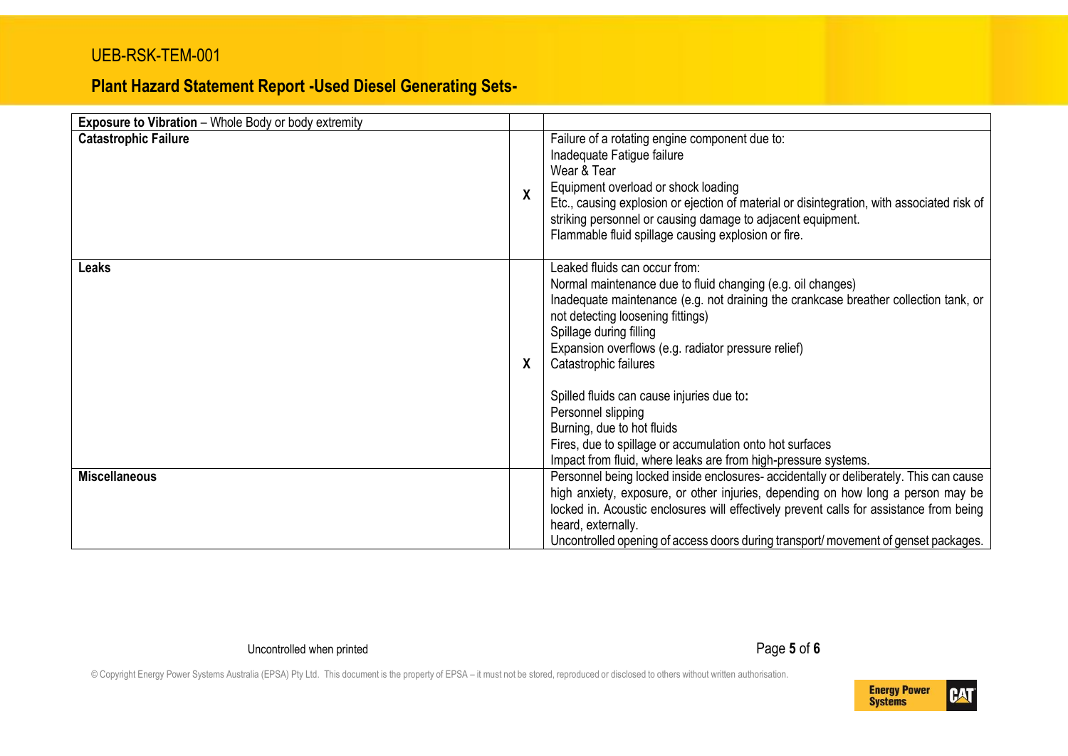| **Exposure to Vibration** – Whole Body or body extremity | | |
|---|---|---|
| **Catastrophic Failure** | X | Failure of a rotating engine component due to:<br>Inadequate Fatigue failure<br>Wear & Tear<br>Equipment overload or shock loading<br>Etc., causing explosion or ejection of material or disintegration, with associated risk of striking personnel or causing damage to adjacent equipment.<br>Flammable fluid spillage causing explosion or fire. |
| **Leaks** | X | Leaked fluids can occur from:<br>Normal maintenance due to fluid changing (e.g. oil changes)<br>Inadequate maintenance (e.g. not draining the crankcase breather collection tank, or not detecting loosening fittings)<br>Spillage during filling<br>Expansion overflows (e.g. radiator pressure relief)<br>Catastrophic failures<br><br>Spilled fluids can cause injuries due to:<br>Personnel slipping<br>Burning, due to hot fluids<br>Fires, due to spillage or accumulation onto hot surfaces<br>Impact from fluid, where leaks are from high-pressure systems. |
| **Miscellaneous** | | Personnel being locked inside enclosures- accidentally or deliberately. This can cause high anxiety, exposure, or other injuries, depending on how long a person may be locked in. Acoustic enclosures will effectively prevent calls for assistance from being heard, externally.<br>Uncontrolled opening of access doors during transport/ movement of genset packages. |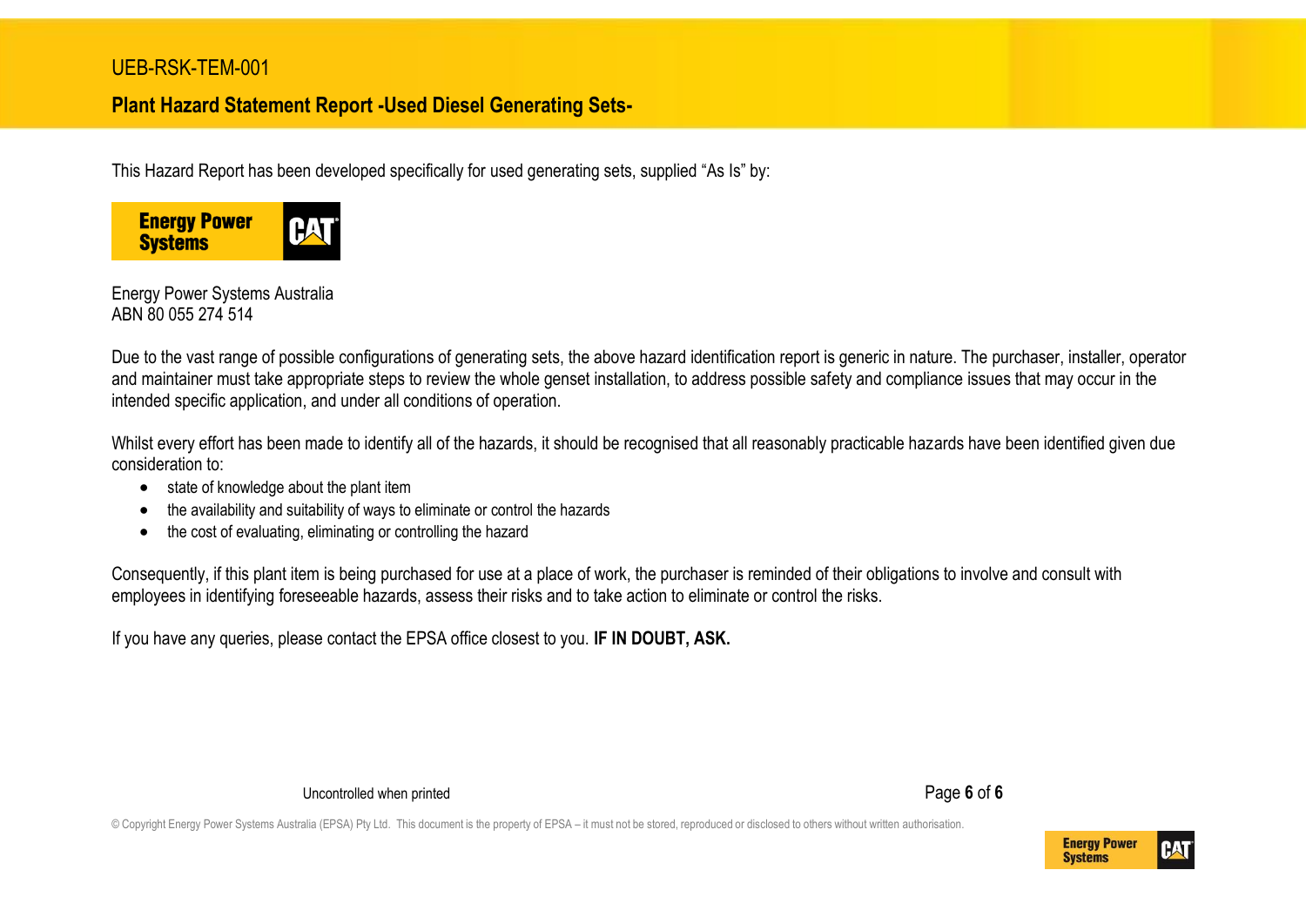This Hazard Report has been developed specifically for used generating sets, supplied "As Is" by:

Energy Power Systems

Energy Power Systems Australia
ABN 80 055 274 514

Due to the vast range of possible configurations of generating sets, the above hazard identification report is generic in nature. The purchaser, installer, operator and maintainer must take appropriate steps to review the whole genset installation, to address possible safety and compliance issues that may occur in the intended specific application, and under all conditions of operation.

Whilst every effort has been made to identify all of the hazards, it should be recognised that all reasonably practicable hazards have been identified given due consideration to:

- state of knowledge about the plant item
- the availability and suitability of ways to eliminate or control the hazards
- the cost of evaluating, eliminating or controlling the hazard

Consequently, if this plant item is being purchased for use at a place of work, the purchaser is reminded of their obligations to involve and consult with employees in identifying foreseeable hazards, assess their risks and to take action to eliminate or control the risks.

If you have any queries, please contact the EPSA office closest to you. **IF IN DOUBT, ASK.**